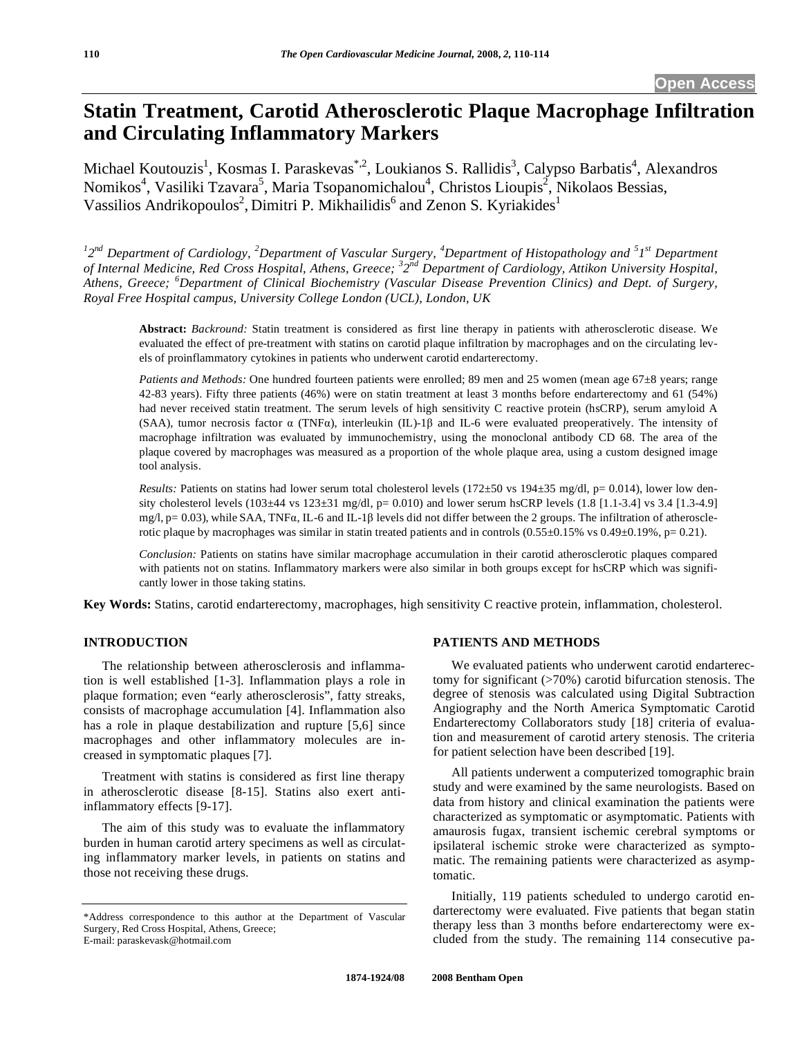Open Access

# Statin Treatment, Carotid Atherosclerotic Plaque Macrophage Infiltration and Circulating Inflammatory Markers

Michael Koutouzis[1], Kosmas I. Paraskevas[*,2], Loukianos S. Rallidis[3], Calypso Barbatis[4], Alexandros Nomikos[4], Vasiliki Tzavara[5], Maria Tsopanomichalou[4], Christos Lioupis[2], Nikolaos Bessias, Vassilios Andrikopoulos[2], Dimitri P. Mikhailidis[6] and Zenon S. Kyriakides[1]

*[1]2nd Department of Cardiology, [2]Department of Vascular Surgery, [4]Department of Histopathology and [5]1st Department of Internal Medicine, Red Cross Hospital, Athens, Greece; [3]2nd Department of Cardiology, Attikon University Hospital, Athens, Greece; [6]Department of Clinical Biochemistry (Vascular Disease Prevention Clinics) and Dept. of Surgery, Royal Free Hospital campus, University College London (UCL), London, UK*

**Abstract:** *Backround:* Statin treatment is considered as first line therapy in patients with atherosclerotic disease. We evaluated the effect of pre-treatment with statins on carotid plaque infiltration by macrophages and on the circulating levels of proinflammatory cytokines in patients who underwent carotid endarterectomy.

*Patients and Methods:* One hundred fourteen patients were enrolled; 89 men and 25 women (mean age 67±8 years; range 42-83 years). Fifty three patients (46%) were on statin treatment at least 3 months before endarterectomy and 61 (54%) had never received statin treatment. The serum levels of high sensitivity C reactive protein (hsCRP), serum amyloid A (SAA), tumor necrosis factor α (TNFα), interleukin (IL)-1β and IL-6 were evaluated preoperatively. The intensity of macrophage infiltration was evaluated by immunochemistry, using the monoclonal antibody CD 68. The area of the plaque covered by macrophages was measured as a proportion of the whole plaque area, using a custom designed image tool analysis.

*Results:* Patients on statins had lower serum total cholesterol levels (172±50 vs 194±35 mg/dl, p= 0.014), lower low density cholesterol levels (103±44 vs 123±31 mg/dl, p= 0.010) and lower serum hsCRP levels (1.8 [1.1-3.4] vs 3.4 [1.3-4.9] mg/l, p= 0.03), while SAA, TNFα, IL-6 and IL-1β levels did not differ between the 2 groups. The infiltration of atherosclerotic plaque by macrophages was similar in statin treated patients and in controls (0.55±0.15% vs 0.49±0.19%, p= 0.21).

*Conclusion:* Patients on statins have similar macrophage accumulation in their carotid atherosclerotic plaques compared with patients not on statins. Inflammatory markers were also similar in both groups except for hsCRP which was significantly lower in those taking statins.

**Key Words:** Statins, carotid endarterectomy, macrophages, high sensitivity C reactive protein, inflammation, cholesterol.

## INTRODUCTION

The relationship between atherosclerosis and inflammation is well established [1-3]. Inflammation plays a role in plaque formation; even "early atherosclerosis", fatty streaks, consists of macrophage accumulation [4]. Inflammation also has a role in plaque destabilization and rupture [5,6] since macrophages and other inflammatory molecules are increased in symptomatic plaques [7].

Treatment with statins is considered as first line therapy in atherosclerotic disease [8-15]. Statins also exert anti-inflammatory effects [9-17].

The aim of this study was to evaluate the inflammatory burden in human carotid artery specimens as well as circulating inflammatory marker levels, in patients on statins and those not receiving these drugs.

*Address correspondence to this author at the Department of Vascular Surgery, Red Cross Hospital, Athens, Greece; E-mail: paraskevask@hotmail.com

## PATIENTS AND METHODS

We evaluated patients who underwent carotid endarterectomy for significant (>70%) carotid bifurcation stenosis. The degree of stenosis was calculated using Digital Subtraction Angiography and the North America Symptomatic Carotid Endarterectomy Collaborators study [18] criteria of evaluation and measurement of carotid artery stenosis. The criteria for patient selection have been described [19].

All patients underwent a computerized tomographic brain study and were examined by the same neurologists. Based on data from history and clinical examination the patients were characterized as symptomatic or asymptomatic. Patients with amaurosis fugax, transient ischemic cerebral symptoms or ipsilateral ischemic stroke were characterized as symptomatic. The remaining patients were characterized as asymptomatic.

Initially, 119 patients scheduled to undergo carotid endarterectomy were evaluated. Five patients that began statin therapy less than 3 months before endarterectomy were excluded from the study. The remaining 114 consecutive pa-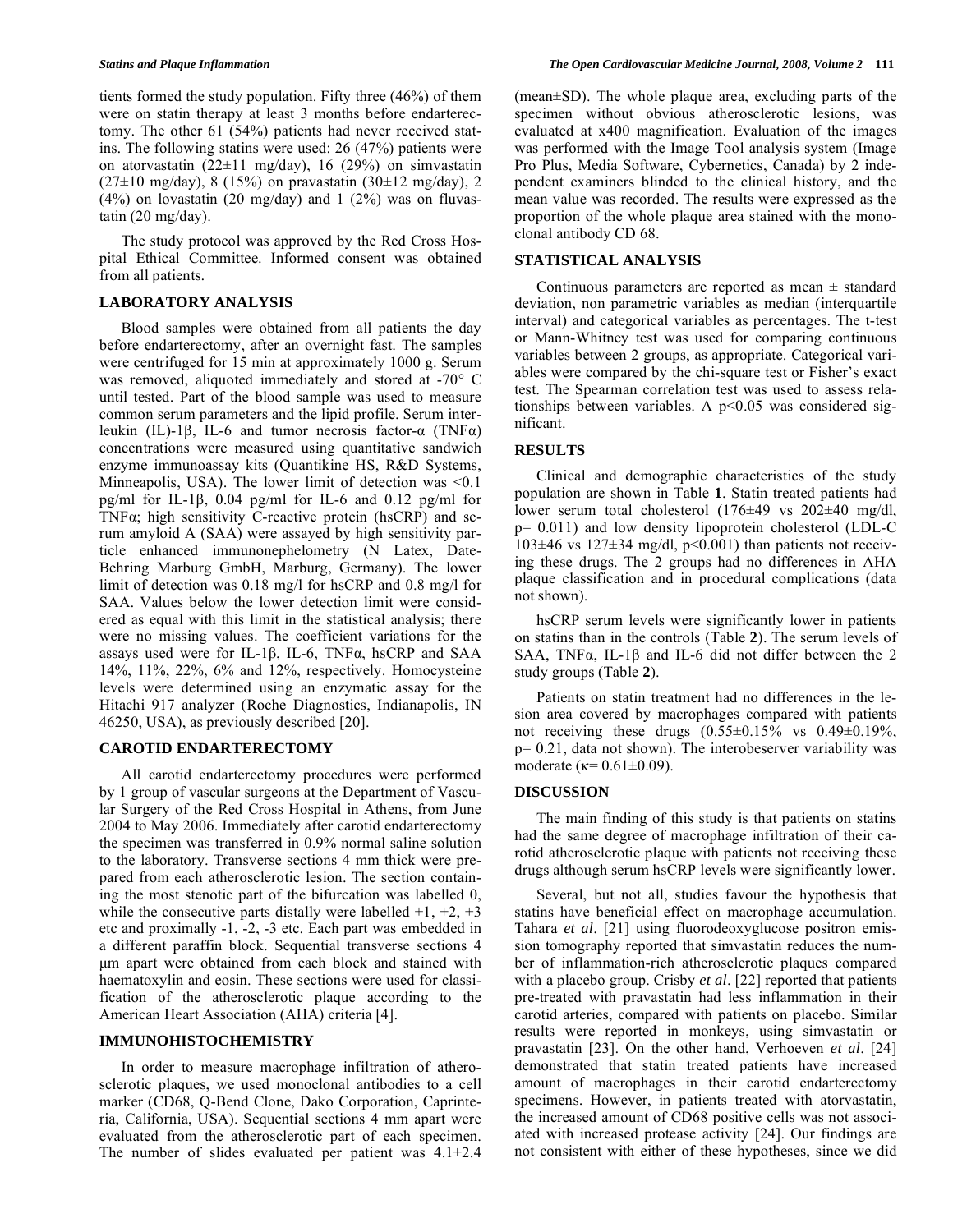tients formed the study population. Fifty three (46%) of them were on statin therapy at least 3 months before endarterectomy. The other 61 (54%) patients had never received statins. The following statins were used: 26 (47%) patients were on atorvastatin (22±11 mg/day), 16 (29%) on simvastatin (27±10 mg/day), 8 (15%) on pravastatin (30±12 mg/day), 2 (4%) on lovastatin (20 mg/day) and 1 (2%) was on fluvastatin (20 mg/day).

The study protocol was approved by the Red Cross Hospital Ethical Committee. Informed consent was obtained from all patients.

## LABORATORY ANALYSIS

Blood samples were obtained from all patients the day before endarterectomy, after an overnight fast. The samples were centrifuged for 15 min at approximately 1000 g. Serum was removed, aliquoted immediately and stored at -70° C until tested. Part of the blood sample was used to measure common serum parameters and the lipid profile. Serum interleukin (IL)-1β, IL-6 and tumor necrosis factor-α (TNFα) concentrations were measured using quantitative sandwich enzyme immunoassay kits (Quantikine HS, R&D Systems, Minneapolis, USA). The lower limit of detection was <0.1 pg/ml for IL-1β, 0.04 pg/ml for IL-6 and 0.12 pg/ml for TNFα; high sensitivity C-reactive protein (hsCRP) and serum amyloid A (SAA) were assayed by high sensitivity particle enhanced immunonephelometry (N Latex, Date-Behring Marburg GmbH, Marburg, Germany). The lower limit of detection was 0.18 mg/l for hsCRP and 0.8 mg/l for SAA. Values below the lower detection limit were considered as equal with this limit in the statistical analysis; there were no missing values. The coefficient variations for the assays used were for IL-1β, IL-6, TNFα, hsCRP and SAA 14%, 11%, 22%, 6% and 12%, respectively. Homocysteine levels were determined using an enzymatic assay for the Hitachi 917 analyzer (Roche Diagnostics, Indianapolis, IN 46250, USA), as previously described [20].

## CAROTID ENDARTERECTOMY

All carotid endarterectomy procedures were performed by 1 group of vascular surgeons at the Department of Vascular Surgery of the Red Cross Hospital in Athens, from June 2004 to May 2006. Immediately after carotid endarterectomy the specimen was transferred in 0.9% normal saline solution to the laboratory. Transverse sections 4 mm thick were prepared from each atherosclerotic lesion. The section containing the most stenotic part of the bifurcation was labelled 0, while the consecutive parts distally were labelled +1, +2, +3 etc and proximally -1, -2, -3 etc. Each part was embedded in a different paraffin block. Sequential transverse sections 4 μm apart were obtained from each block and stained with haematoxylin and eosin. These sections were used for classification of the atherosclerotic plaque according to the American Heart Association (AHA) criteria [4].

## IMMUNOHISTOCHEMISTRY

In order to measure macrophage infiltration of atherosclerotic plaques, we used monoclonal antibodies to a cell marker (CD68, Q-Bend Clone, Dako Corporation, Caprinteria, California, USA). Sequential sections 4 mm apart were evaluated from the atherosclerotic part of each specimen. The number of slides evaluated per patient was 4.1±2.4 (mean±SD). The whole plaque area, excluding parts of the specimen without obvious atherosclerotic lesions, was evaluated at x400 magnification. Evaluation of the images was performed with the Image Tool analysis system (Image Pro Plus, Media Software, Cybernetics, Canada) by 2 independent examiners blinded to the clinical history, and the mean value was recorded. The results were expressed as the proportion of the whole plaque area stained with the monoclonal antibody CD 68.

## STATISTICAL ANALYSIS

Continuous parameters are reported as mean ± standard deviation, non parametric variables as median (interquartile interval) and categorical variables as percentages. The t-test or Mann-Whitney test was used for comparing continuous variables between 2 groups, as appropriate. Categorical variables were compared by the chi-square test or Fisher's exact test. The Spearman correlation test was used to assess relationships between variables. A $p<0.05$ was considered significant.

## RESULTS

Clinical and demographic characteristics of the study population are shown in Table **1**. Statin treated patients had lower serum total cholesterol (176±49 vs 202±40 mg/dl, $p= 0.011$) and low density lipoprotein cholesterol (LDL-C 103±46 vs 127±34 mg/dl, $p<0.001$) than patients not receiving these drugs. The 2 groups had no differences in AHA plaque classification and in procedural complications (data not shown).

hsCRP serum levels were significantly lower in patients on statins than in the controls (Table **2**). The serum levels of SAA, TNFα, IL-1β and IL-6 did not differ between the 2 study groups (Table **2**).

Patients on statin treatment had no differences in the lesion area covered by macrophages compared with patients not receiving these drugs (0.55±0.15% vs 0.49±0.19%, $p= 0.21$, data not shown). The interobeserver variability was moderate ($\kappa= 0.61\pm0.09$).

## DISCUSSION

The main finding of this study is that patients on statins had the same degree of macrophage infiltration of their carotid atherosclerotic plaque with patients not receiving these drugs although serum hsCRP levels were significantly lower.

Several, but not all, studies favour the hypothesis that statins have beneficial effect on macrophage accumulation. Tahara *et al*. [21] using fluorodeoxyglucose positron emission tomography reported that simvastatin reduces the number of inflammation-rich atherosclerotic plaques compared with a placebo group. Crisby *et al*. [22] reported that patients pre-treated with pravastatin had less inflammation in their carotid arteries, compared with patients on placebo. Similar results were reported in monkeys, using simvastatin or pravastatin [23]. On the other hand, Verhoeven *et al*. [24] demonstrated that statin treated patients have increased amount of macrophages in their carotid endarterectomy specimens. However, in patients treated with atorvastatin, the increased amount of CD68 positive cells was not associated with increased protease activity [24]. Our findings are not consistent with either of these hypotheses, since we did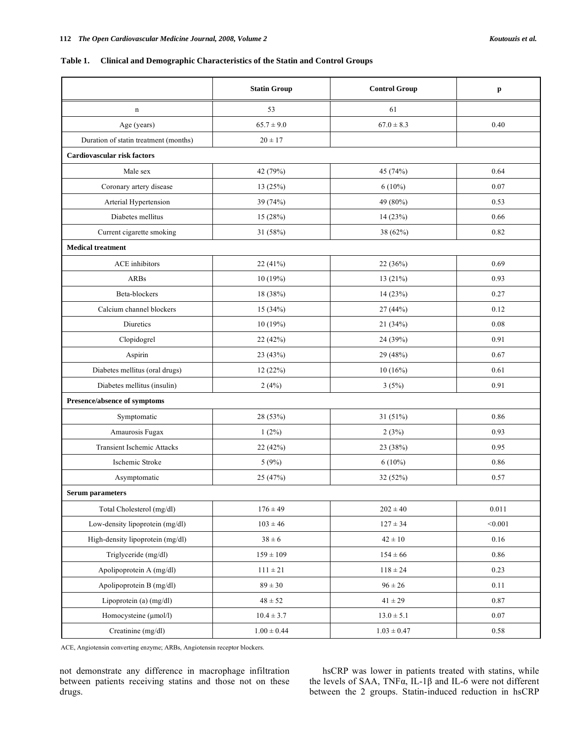**Table 1. Clinical and Demographic Characteristics of the Statin and Control Groups**

| | Statin Group | Control Group | p |
|---|---|---|---|
| n | 53 | 61 | |
| Age (years) | 65.7 ± 9.0 | 67.0 ± 8.3 | 0.40 |
| Duration of statin treatment (months) | 20 ± 17 | | |
| **Cardiovascular risk factors** | | | |
| Male sex | 42 (79%) | 45 (74%) | 0.64 |
| Coronary artery disease | 13 (25%) | 6 (10%) | 0.07 |
| Arterial Hypertension | 39 (74%) | 49 (80%) | 0.53 |
| Diabetes mellitus | 15 (28%) | 14 (23%) | 0.66 |
| Current cigarette smoking | 31 (58%) | 38 (62%) | 0.82 |
| **Medical treatment** | | | |
| ACE inhibitors | 22 (41%) | 22 (36%) | 0.69 |
| ARBs | 10 (19%) | 13 (21%) | 0.93 |
| Beta-blockers | 18 (38%) | 14 (23%) | 0.27 |
| Calcium channel blockers | 15 (34%) | 27 (44%) | 0.12 |
| Diuretics | 10 (19%) | 21 (34%) | 0.08 |
| Clopidogrel | 22 (42%) | 24 (39%) | 0.91 |
| Aspirin | 23 (43%) | 29 (48%) | 0.67 |
| Diabetes mellitus (oral drugs) | 12 (22%) | 10 (16%) | 0.61 |
| Diabetes mellitus (insulin) | 2 (4%) | 3 (5%) | 0.91 |
| **Presence/absence of symptoms** | | | |
| Symptomatic | 28 (53%) | 31 (51%) | 0.86 |
| Amaurosis Fugax | 1 (2%) | 2 (3%) | 0.93 |
| Transient Ischemic Attacks | 22 (42%) | 23 (38%) | 0.95 |
| Ischemic Stroke | 5 (9%) | 6 (10%) | 0.86 |
| Asymptomatic | 25 (47%) | 32 (52%) | 0.57 |
| **Serum parameters** | | | |
| Total Cholesterol (mg/dl) | 176 ± 49 | 202 ± 40 | 0.011 |
| Low-density lipoprotein (mg/dl) | 103 ± 46 | 127 ± 34 | <0.001 |
| High-density lipoprotein (mg/dl) | 38 ± 6 | 42 ± 10 | 0.16 |
| Triglyceride (mg/dl) | 159 ± 109 | 154 ± 66 | 0.86 |
| Apolipoprotein A (mg/dl) | 111 ± 21 | 118 ± 24 | 0.23 |
| Apolipoprotein B (mg/dl) | 89 ± 30 | 96 ± 26 | 0.11 |
| Lipoprotein (a) (mg/dl) | 48 ± 52 | 41 ± 29 | 0.87 |
| Homocysteine (μmol/l) | 10.4 ± 3.7 | 13.0 ± 5.1 | 0.07 |
| Creatinine (mg/dl) | 1.00 ± 0.44 | 1.03 ± 0.47 | 0.58 |

ACE, Angiotensin converting enzyme; ARBs, Angiotensin receptor blockers.

not demonstrate any difference in macrophage infiltration between patients receiving statins and those not on these drugs.

hsCRP was lower in patients treated with statins, while the levels of SAA, TNFα, IL-1β and IL-6 were not different between the 2 groups. Statin-induced reduction in hsCRP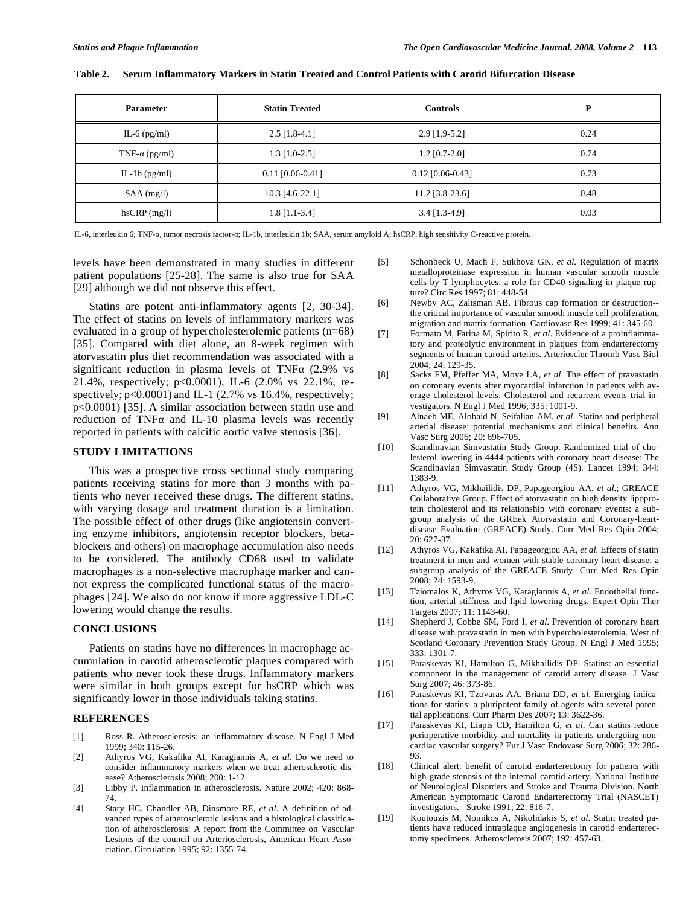**Table 2. Serum Inflammatory Markers in Statin Treated and Control Patients with Carotid Bifurcation Disease**

| Parameter | Statin Treated | Controls | P |
|---|---|---|---|
| IL-6 (pg/ml) | 2.5 [1.8-4.1] | 2.9 [1.9-5.2] | 0.24 |
| TNF-α (pg/ml) | 1.3 [1.0-2.5] | 1.2 [0.7-2.0] | 0.74 |
| IL-1b (pg/ml) | 0.11 [0.06-0.41] | 0.12 [0.06-0.43] | 0.73 |
| SAA (mg/l) | 10.3 [4.6-22.1] | 11.2 [3.8-23.6] | 0.48 |
| hsCRP (mg/l) | 1.8 [1.1-3.4] | 3.4 [1.3-4.9] | 0.03 |

IL-6, interleukin 6; TNF-α, tumor necrosis factor-α; IL-1b, interleukin 1b; SAA, serum amyloid A; hsCRP, high sensitivity C-reactive protein.

levels have been demonstrated in many studies in different patient populations [25-28]. The same is also true for SAA [29] although we did not observe this effect.

Statins are potent anti-inflammatory agents [2, 30-34]. The effect of statins on levels of inflammatory markers was evaluated in a group of hypercholesterolemic patients (n=68) [35]. Compared with diet alone, an 8-week regimen with atorvastatin plus diet recommendation was associated with a significant reduction in plasma levels of TNFα (2.9% vs 21.4%, respectively; $p<0.0001$), IL-6 (2.0% vs 22.1%, respectively; $p<0.0001$) and IL-1 (2.7% vs 16.4%, respectively; $p<0.0001$) [35]. A similar association between statin use and reduction of TNFα and IL-10 plasma levels was recently reported in patients with calcific aortic valve stenosis [36].

## STUDY LIMITATIONS

This was a prospective cross sectional study comparing patients receiving statins for more than 3 months with patients who never received these drugs. The different statins, with varying dosage and treatment duration is a limitation. The possible effect of other drugs (like angiotensin converting enzyme inhibitors, angiotensin receptor blockers, beta-blockers and others) on macrophage accumulation also needs to be considered. The antibody CD68 used to validate macrophages is a non-selective macrophage marker and cannot express the complicated functional status of the macrophages [24]. We also do not know if more aggressive LDL-C lowering would change the results.

## CONCLUSIONS

Patients on statins have no differences in macrophage accumulation in carotid atherosclerotic plaques compared with patients who never took these drugs. Inflammatory markers were similar in both groups except for hsCRP which was significantly lower in those individuals taking statins.

## REFERENCES

[1] Ross R. Atherosclerosis: an inflammatory disease. N Engl J Med 1999; 340: 115-26.

[2] Athyros VG, Kakafika AI, Karagiannis A, *et al.* Do we need to consider inflammatory markers when we treat atherosclerotic disease? Atherosclerosis 2008; 200: 1-12.

[3] Libby P. Inflammation in atherosclerosis. Nature 2002; 420: 868-74.

[4] Stary HC, Chandler AB, Dinsmore RE, *et al.* A definition of advanced types of atherosclerotic lesions and a histological classification of atherosclerosis: A report from the Committee on Vascular Lesions of the council on Arteriosclerosis, American Heart Association. Circulation 1995; 92: 1355-74.

[5] Schonbeck U, Mach F, Sukhova GK, *et al.* Regulation of matrix metalloproteinase expression in human vascular smooth muscle cells by T lymphocytes: a role for CD40 signaling in plaque rupture? Circ Res 1997; 81: 448-54.

[6] Newby AC, Zaltsman AB. Fibrous cap formation or destruction--the critical importance of vascular smooth muscle cell proliferation, migration and matrix formation. Cardiovasc Res 1999; 41: 345-60.

[7] Formato M, Farina M, Spirito R, *et al*. Evidence of a proinflammatory and proteolytic environment in plaques from endarterectomy segments of human carotid arteries. Arterioscler Thromb Vasc Biol 2004; 24: 129-35.

[8] Sacks FM, Pfeffer MA, Moye LA, *et al*. The effect of pravastatin on coronary events after myocardial infarction in patients with average cholesterol levels. Cholesterol and recurrent events trial investigators. N Engl J Med 1996; 335: 1001-9.

[9] Alnaeb ME, Alobaid N, Seifalian AM, *et al*. Statins and peripheral arterial disease: potential mechanisms and clinical benefits. Ann Vasc Surg 2006; 20: 696-705.

[10] Scandinavian Simvastatin Study Group. Randomized trial of cholesterol lowering in 4444 patients with coronary heart disease: The Scandinavian Simvastatin Study Group (4S). Lancet 1994; 344: 1383-9.

[11] Athyros VG, Mikhailidis DP, Papageorgiou AA, *et al*.; GREACE Collaborative Group. Effect of atorvastatin on high density lipoprotein cholesterol and its relationship with coronary events: a subgroup analysis of the GREek Atorvastatin and Coronary-heart-disease Evaluation (GREACE) Study. Curr Med Res Opin 2004; 20: 627-37.

[12] Athyros VG, Kakafika AI, Papageorgiou AA, *et al*. Effects of statin treatment in men and women with stable coronary heart disease: a subgroup analysis of the GREACE Study. Curr Med Res Opin 2008; 24: 1593-9.

[13] Tziomalos K, Athyros VG, Karagiannis A, *et al*. Endothelial function, arterial stiffness and lipid lowering drugs. Expert Opin Ther Targets 2007; 11: 1143-60.

[14] Shepherd J, Cobbe SM, Ford I, *et al*. Prevention of coronary heart disease with pravastatin in men with hypercholesterolemia. West of Scotland Coronary Prevention Study Group. N Engl J Med 1995; 333: 1301-7.

[15] Paraskevas KI, Hamilton G, Mikhailidis DP. Statins: an essential component in the management of carotid artery disease. J Vasc Surg 2007; 46: 373-86.

[16] Paraskevas KI, Tzovaras AA, Briana DD, *et al*. Emerging indications for statins: a pluripotent family of agents with several potential applications. Curr Pharm Des 2007; 13: 3622-36.

[17] Paraskevas KI, Liapis CD, Hamilton G, *et al*. Can statins reduce perioperative morbidity and mortality in patients undergoing non-cardiac vascular surgery? Eur J Vasc Endovasc Surg 2006; 32: 286-93.

[18] Clinical alert: benefit of carotid endarterectomy for patients with high-grade stenosis of the internal carotid artery. National Institute of Neurological Disorders and Stroke and Trauma Division. North American Symptomatic Carotid Endarterectomy Trial (NASCET) investigators. Stroke 1991; 22: 816-7.

[19] Koutouzis M, Nomikos A, Nikolidakis S, *et al*. Statin treated patients have reduced intraplaque angiogenesis in carotid endarterectomy specimens. Atherosclerosis 2007; 192: 457-63.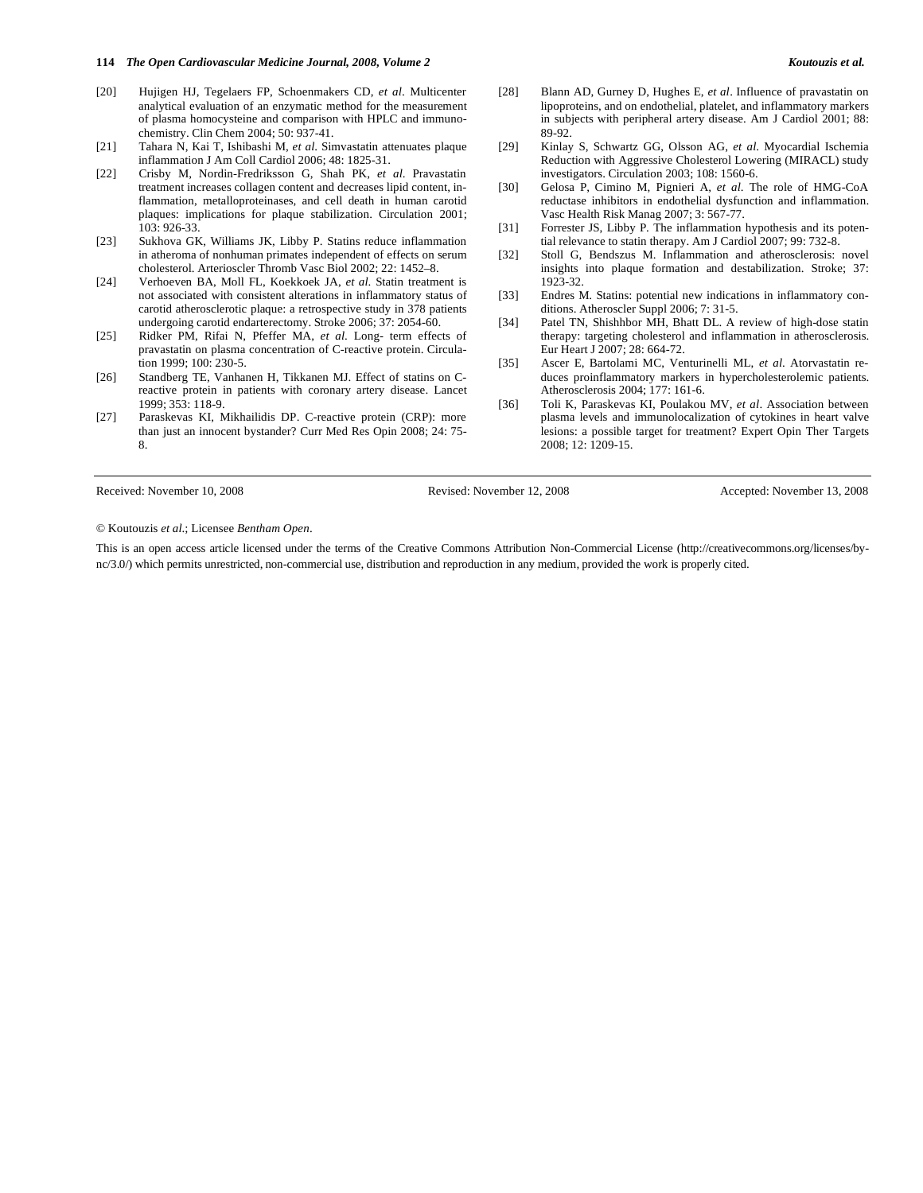[20] Hujigen HJ, Tegelaers FP, Schoenmakers CD, *et al*. Multicenter analytical evaluation of an enzymatic method for the measurement of plasma homocysteine and comparison with HPLC and immunochemistry. Clin Chem 2004; 50: 937-41.

[21] Tahara N, Kai T, Ishibashi M, *et al.* Simvastatin attenuates plaque inflammation J Am Coll Cardiol 2006; 48: 1825-31.

[22] Crisby M, Nordin-Fredriksson G, Shah PK, *et al.* Pravastatin treatment increases collagen content and decreases lipid content, inflammation, metalloproteinases, and cell death in human carotid plaques: implications for plaque stabilization. Circulation 2001; 103: 926-33.

[23] Sukhova GK, Williams JK, Libby P. Statins reduce inflammation in atheroma of nonhuman primates independent of effects on serum cholesterol. Arterioscler Thromb Vasc Biol 2002; 22: 1452–8.

[24] Verhoeven BA, Moll FL, Koekkoek JA, *et al.* Statin treatment is not associated with consistent alterations in inflammatory status of carotid atherosclerotic plaque: a retrospective study in 378 patients undergoing carotid endarterectomy. Stroke 2006; 37: 2054-60.

[25] Ridker PM, Rifai N, Pfeffer MA, *et al.* Long- term effects of pravastatin on plasma concentration of C-reactive protein. Circulation 1999; 100: 230-5.

[26] Standberg TE, Vanhanen H, Tikkanen MJ. Effect of statins on C-reactive protein in patients with coronary artery disease. Lancet 1999; 353: 118-9.

[27] Paraskevas KI, Mikhailidis DP. C-reactive protein (CRP): more than just an innocent bystander? Curr Med Res Opin 2008; 24: 75-8.

[28] Blann AD, Gurney D, Hughes E, *et al*. Influence of pravastatin on lipoproteins, and on endothelial, platelet, and inflammatory markers in subjects with peripheral artery disease. Am J Cardiol 2001; 88: 89-92.

[29] Kinlay S, Schwartz GG, Olsson AG, *et al.* Myocardial Ischemia Reduction with Aggressive Cholesterol Lowering (MIRACL) study investigators. Circulation 2003; 108: 1560-6.

[30] Gelosa P, Cimino M, Pignieri A, *et al.* The role of HMG-CoA reductase inhibitors in endothelial dysfunction and inflammation. Vasc Health Risk Manag 2007; 3: 567-77.

[31] Forrester JS, Libby P. The inflammation hypothesis and its potential relevance to statin therapy. Am J Cardiol 2007; 99: 732-8.

[32] Stoll G, Bendszus M. Inflammation and atherosclerosis: novel insights into plaque formation and destabilization. Stroke; 37: 1923-32.

[33] Endres M. Statins: potential new indications in inflammatory conditions. Atheroscler Suppl 2006; 7: 31-5.

[34] Patel TN, Shishhbor MH, Bhatt DL. A review of high-dose statin therapy: targeting cholesterol and inflammation in atherosclerosis. Eur Heart J 2007; 28: 664-72.

[35] Ascer E, Bartolami MC, Venturinelli ML, *et al.* Atorvastatin reduces proinflammatory markers in hypercholesterolemic patients. Atherosclerosis 2004; 177: 161-6.

[36] Toli K, Paraskevas KI, Poulakou MV, *et al*. Association between plasma levels and immunolocalization of cytokines in heart valve lesions: a possible target for treatment? Expert Opin Ther Targets 2008; 12: 1209-15.

Received: November 10, 2008 Revised: November 12, 2008 Accepted: November 13, 2008

© Koutouzis *et al*.; Licensee *Bentham Open*.

This is an open access article licensed under the terms of the Creative Commons Attribution Non-Commercial License (http://creativecommons.org/licenses/by-nc/3.0/) which permits unrestricted, non-commercial use, distribution and reproduction in any medium, provided the work is properly cited.